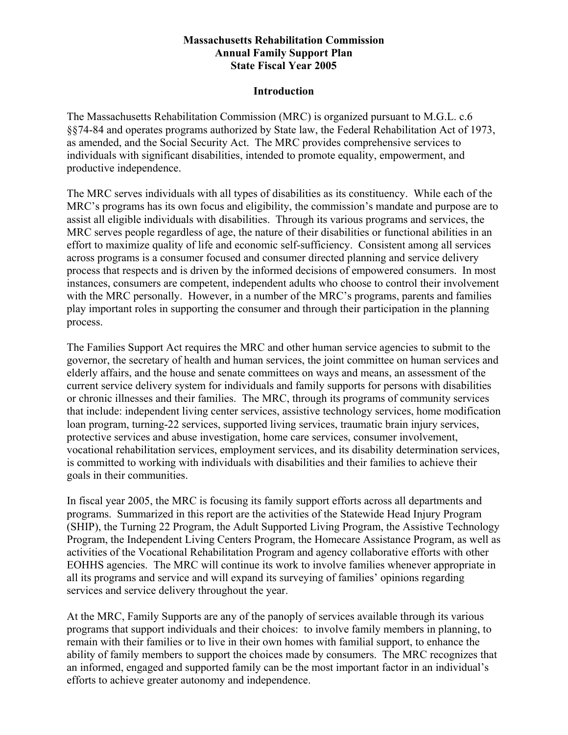# Massachusetts Rehabilitation Commission
# Annual Family Support Plan
# State Fiscal Year 2005

## Introduction

The Massachusetts Rehabilitation Commission (MRC) is organized pursuant to M.G.L. c.6 §§74-84 and operates programs authorized by State law, the Federal Rehabilitation Act of 1973, as amended, and the Social Security Act. The MRC provides comprehensive services to individuals with significant disabilities, intended to promote equality, empowerment, and productive independence.

The MRC serves individuals with all types of disabilities as its constituency. While each of the MRC's programs has its own focus and eligibility, the commission's mandate and purpose are to assist all eligible individuals with disabilities. Through its various programs and services, the MRC serves people regardless of age, the nature of their disabilities or functional abilities in an effort to maximize quality of life and economic self-sufficiency. Consistent among all services across programs is a consumer focused and consumer directed planning and service delivery process that respects and is driven by the informed decisions of empowered consumers. In most instances, consumers are competent, independent adults who choose to control their involvement with the MRC personally. However, in a number of the MRC's programs, parents and families play important roles in supporting the consumer and through their participation in the planning process.

The Families Support Act requires the MRC and other human service agencies to submit to the governor, the secretary of health and human services, the joint committee on human services and elderly affairs, and the house and senate committees on ways and means, an assessment of the current service delivery system for individuals and family supports for persons with disabilities or chronic illnesses and their families. The MRC, through its programs of community services that include: independent living center services, assistive technology services, home modification loan program, turning-22 services, supported living services, traumatic brain injury services, protective services and abuse investigation, home care services, consumer involvement, vocational rehabilitation services, employment services, and its disability determination services, is committed to working with individuals with disabilities and their families to achieve their goals in their communities.

In fiscal year 2005, the MRC is focusing its family support efforts across all departments and programs. Summarized in this report are the activities of the Statewide Head Injury Program (SHIP), the Turning 22 Program, the Adult Supported Living Program, the Assistive Technology Program, the Independent Living Centers Program, the Homecare Assistance Program, as well as activities of the Vocational Rehabilitation Program and agency collaborative efforts with other EOHHS agencies. The MRC will continue its work to involve families whenever appropriate in all its programs and service and will expand its surveying of families' opinions regarding services and service delivery throughout the year.

At the MRC, Family Supports are any of the panoply of services available through its various programs that support individuals and their choices: to involve family members in planning, to remain with their families or to live in their own homes with familial support, to enhance the ability of family members to support the choices made by consumers. The MRC recognizes that an informed, engaged and supported family can be the most important factor in an individual's efforts to achieve greater autonomy and independence.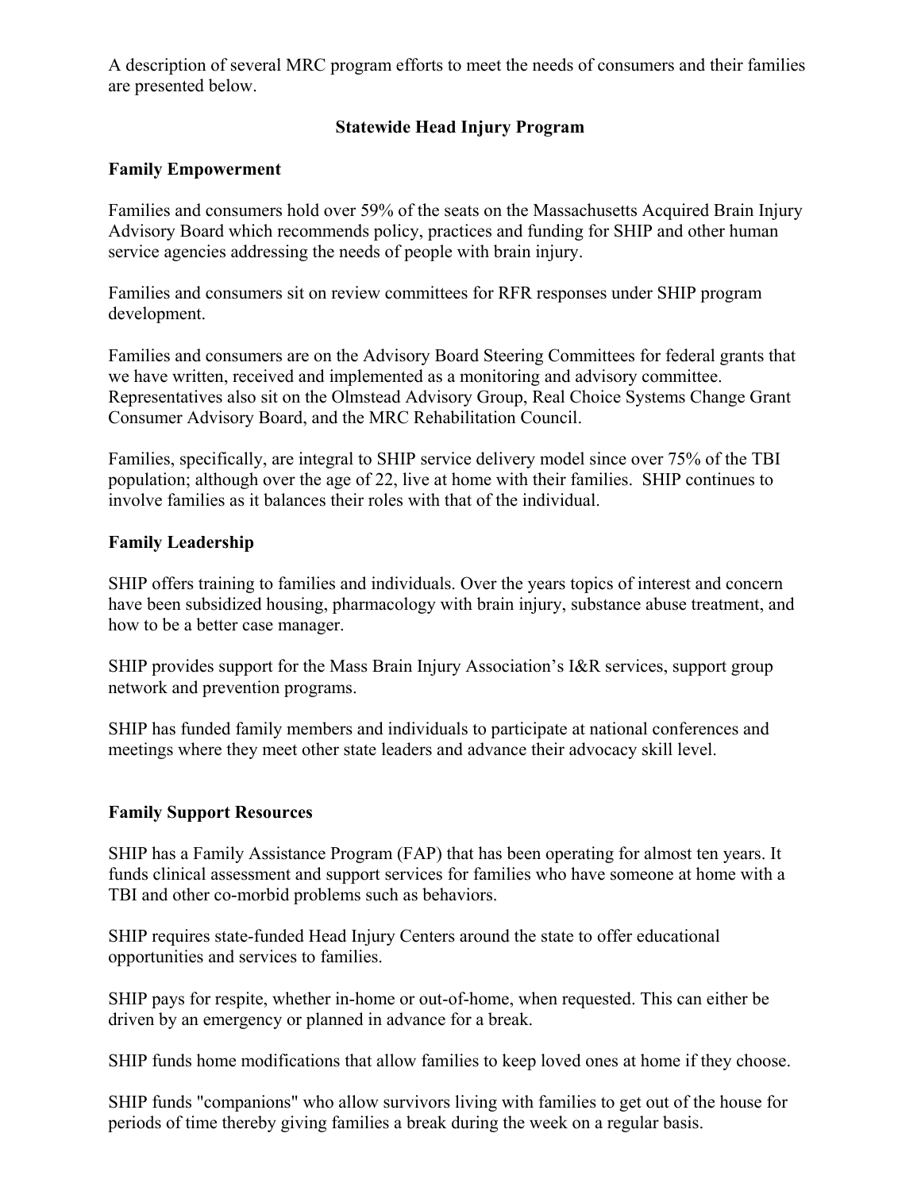A description of several MRC program efforts to meet the needs of consumers and their families are presented below.

## Statewide Head Injury Program

### Family Empowerment

Families and consumers hold over 59% of the seats on the Massachusetts Acquired Brain Injury Advisory Board which recommends policy, practices and funding for SHIP and other human service agencies addressing the needs of people with brain injury.

Families and consumers sit on review committees for RFR responses under SHIP program development.

Families and consumers are on the Advisory Board Steering Committees for federal grants that we have written, received and implemented as a monitoring and advisory committee. Representatives also sit on the Olmstead Advisory Group, Real Choice Systems Change Grant Consumer Advisory Board, and the MRC Rehabilitation Council.

Families, specifically, are integral to SHIP service delivery model since over 75% of the TBI population; although over the age of 22, live at home with their families. SHIP continues to involve families as it balances their roles with that of the individual.

### Family Leadership

SHIP offers training to families and individuals. Over the years topics of interest and concern have been subsidized housing, pharmacology with brain injury, substance abuse treatment, and how to be a better case manager.

SHIP provides support for the Mass Brain Injury Association's I&R services, support group network and prevention programs.

SHIP has funded family members and individuals to participate at national conferences and meetings where they meet other state leaders and advance their advocacy skill level.

### Family Support Resources

SHIP has a Family Assistance Program (FAP) that has been operating for almost ten years. It funds clinical assessment and support services for families who have someone at home with a TBI and other co-morbid problems such as behaviors.

SHIP requires state-funded Head Injury Centers around the state to offer educational opportunities and services to families.

SHIP pays for respite, whether in-home or out-of-home, when requested. This can either be driven by an emergency or planned in advance for a break.

SHIP funds home modifications that allow families to keep loved ones at home if they choose.

SHIP funds "companions" who allow survivors living with families to get out of the house for periods of time thereby giving families a break during the week on a regular basis.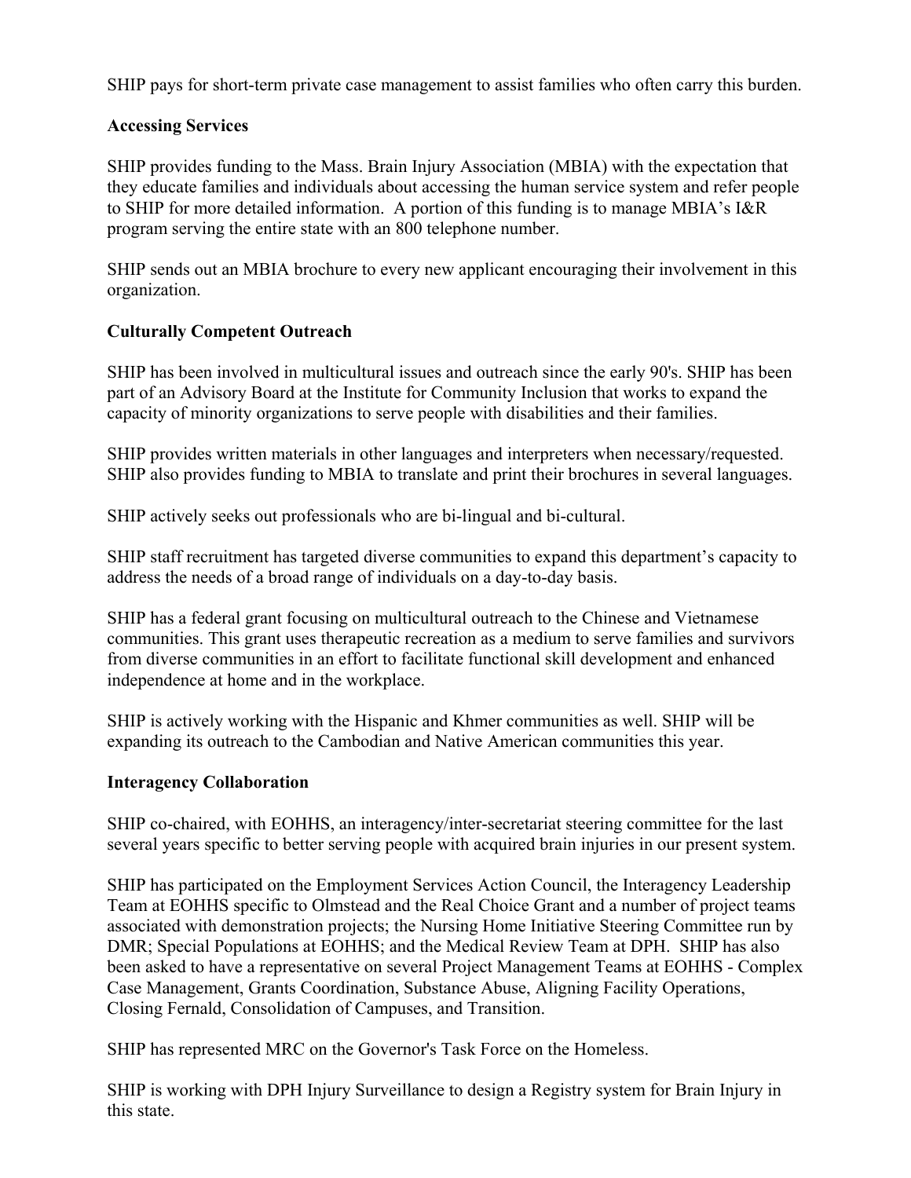SHIP pays for short-term private case management to assist families who often carry this burden.

**Accessing Services**

SHIP provides funding to the Mass. Brain Injury Association (MBIA) with the expectation that they educate families and individuals about accessing the human service system and refer people to SHIP for more detailed information. A portion of this funding is to manage MBIA's I&R program serving the entire state with an 800 telephone number.

SHIP sends out an MBIA brochure to every new applicant encouraging their involvement in this organization.

**Culturally Competent Outreach**

SHIP has been involved in multicultural issues and outreach since the early 90's. SHIP has been part of an Advisory Board at the Institute for Community Inclusion that works to expand the capacity of minority organizations to serve people with disabilities and their families.

SHIP provides written materials in other languages and interpreters when necessary/requested. SHIP also provides funding to MBIA to translate and print their brochures in several languages.

SHIP actively seeks out professionals who are bi-lingual and bi-cultural.

SHIP staff recruitment has targeted diverse communities to expand this department's capacity to address the needs of a broad range of individuals on a day-to-day basis.

SHIP has a federal grant focusing on multicultural outreach to the Chinese and Vietnamese communities. This grant uses therapeutic recreation as a medium to serve families and survivors from diverse communities in an effort to facilitate functional skill development and enhanced independence at home and in the workplace.

SHIP is actively working with the Hispanic and Khmer communities as well. SHIP will be expanding its outreach to the Cambodian and Native American communities this year.

**Interagency Collaboration**

SHIP co-chaired, with EOHHS, an interagency/inter-secretariat steering committee for the last several years specific to better serving people with acquired brain injuries in our present system.

SHIP has participated on the Employment Services Action Council, the Interagency Leadership Team at EOHHS specific to Olmstead and the Real Choice Grant and a number of project teams associated with demonstration projects; the Nursing Home Initiative Steering Committee run by DMR; Special Populations at EOHHS; and the Medical Review Team at DPH. SHIP has also been asked to have a representative on several Project Management Teams at EOHHS - Complex Case Management, Grants Coordination, Substance Abuse, Aligning Facility Operations, Closing Fernald, Consolidation of Campuses, and Transition.

SHIP has represented MRC on the Governor's Task Force on the Homeless.

SHIP is working with DPH Injury Surveillance to design a Registry system for Brain Injury in this state.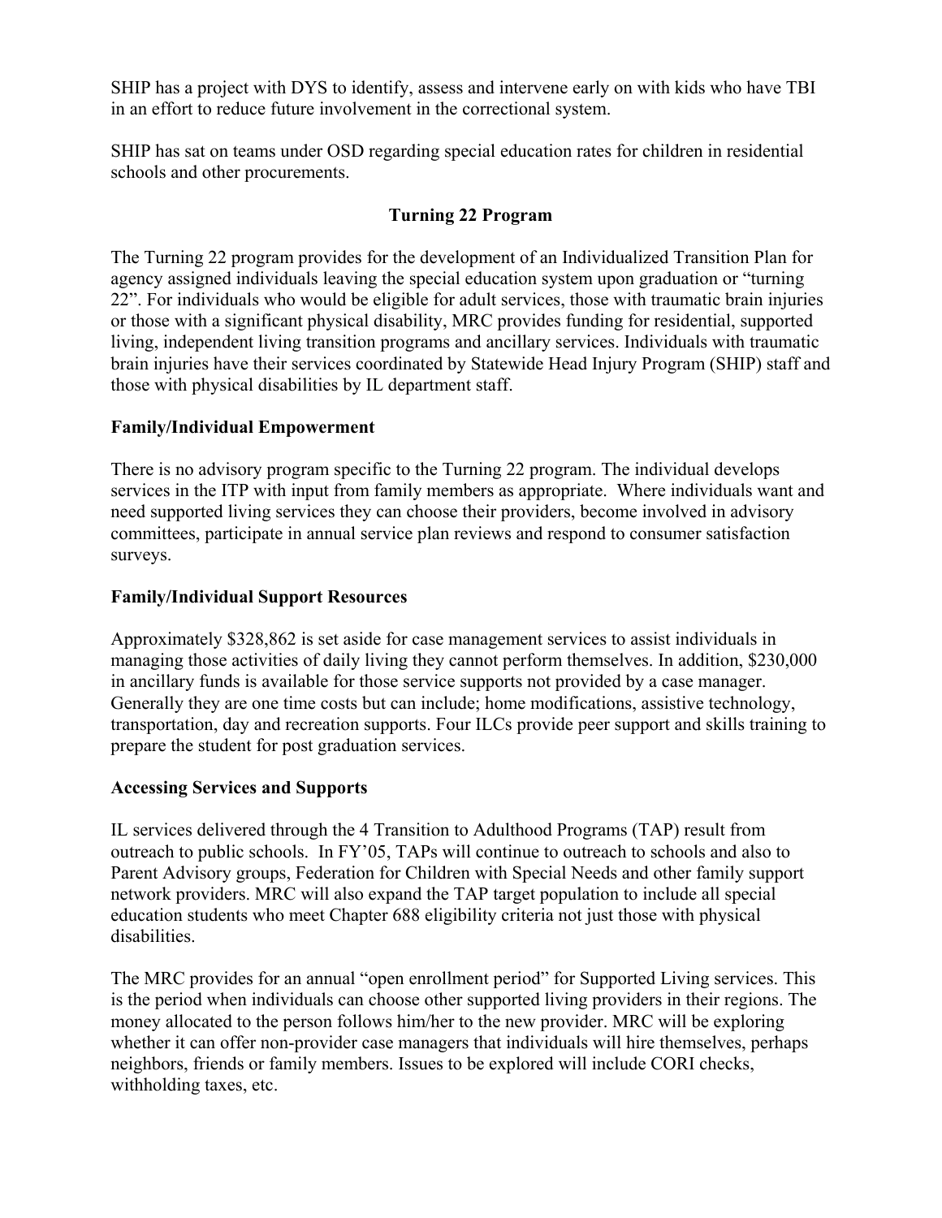SHIP has a project with DYS to identify, assess and intervene early on with kids who have TBI in an effort to reduce future involvement in the correctional system.

SHIP has sat on teams under OSD regarding special education rates for children in residential schools and other procurements.

## Turning 22 Program

The Turning 22 program provides for the development of an Individualized Transition Plan for agency assigned individuals leaving the special education system upon graduation or "turning 22". For individuals who would be eligible for adult services, those with traumatic brain injuries or those with a significant physical disability, MRC provides funding for residential, supported living, independent living transition programs and ancillary services. Individuals with traumatic brain injuries have their services coordinated by Statewide Head Injury Program (SHIP) staff and those with physical disabilities by IL department staff.

### Family/Individual Empowerment

There is no advisory program specific to the Turning 22 program. The individual develops services in the ITP with input from family members as appropriate. Where individuals want and need supported living services they can choose their providers, become involved in advisory committees, participate in annual service plan reviews and respond to consumer satisfaction surveys.

### Family/Individual Support Resources

Approximately $328,862 is set aside for case management services to assist individuals in managing those activities of daily living they cannot perform themselves. In addition, $230,000 in ancillary funds is available for those service supports not provided by a case manager. Generally they are one time costs but can include; home modifications, assistive technology, transportation, day and recreation supports. Four ILCs provide peer support and skills training to prepare the student for post graduation services.

### Accessing Services and Supports

IL services delivered through the 4 Transition to Adulthood Programs (TAP) result from outreach to public schools. In FY'05, TAPs will continue to outreach to schools and also to Parent Advisory groups, Federation for Children with Special Needs and other family support network providers. MRC will also expand the TAP target population to include all special education students who meet Chapter 688 eligibility criteria not just those with physical disabilities.

The MRC provides for an annual "open enrollment period" for Supported Living services. This is the period when individuals can choose other supported living providers in their regions. The money allocated to the person follows him/her to the new provider. MRC will be exploring whether it can offer non-provider case managers that individuals will hire themselves, perhaps neighbors, friends or family members. Issues to be explored will include CORI checks, withholding taxes, etc.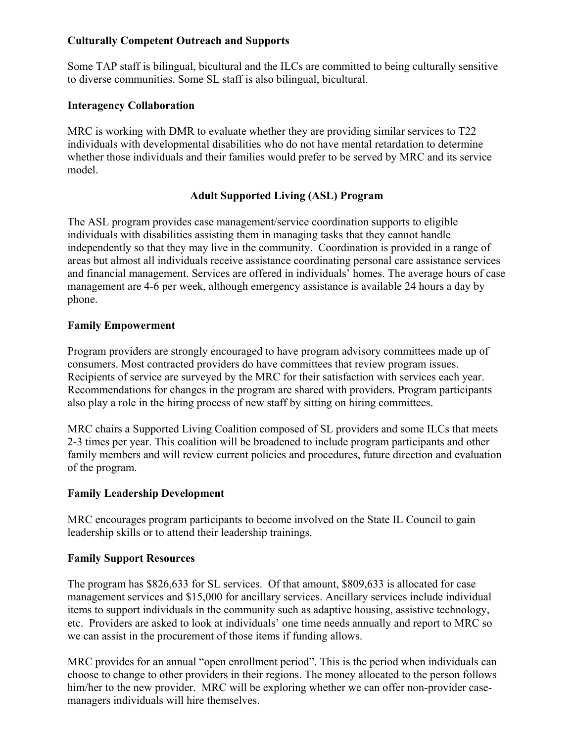**Culturally Competent Outreach and Supports**

Some TAP staff is bilingual, bicultural and the ILCs are committed to being culturally sensitive to diverse communities. Some SL staff is also bilingual, bicultural.

**Interagency Collaboration**

MRC is working with DMR to evaluate whether they are providing similar services to T22 individuals with developmental disabilities who do not have mental retardation to determine whether those individuals and their families would prefer to be served by MRC and its service model.

## Adult Supported Living (ASL) Program

The ASL program provides case management/service coordination supports to eligible individuals with disabilities assisting them in managing tasks that they cannot handle independently so that they may live in the community. Coordination is provided in a range of areas but almost all individuals receive assistance coordinating personal care assistance services and financial management. Services are offered in individuals' homes. The average hours of case management are 4-6 per week, although emergency assistance is available 24 hours a day by phone.

**Family Empowerment**

Program providers are strongly encouraged to have program advisory committees made up of consumers. Most contracted providers do have committees that review program issues. Recipients of service are surveyed by the MRC for their satisfaction with services each year. Recommendations for changes in the program are shared with providers. Program participants also play a role in the hiring process of new staff by sitting on hiring committees.

MRC chairs a Supported Living Coalition composed of SL providers and some ILCs that meets 2-3 times per year. This coalition will be broadened to include program participants and other family members and will review current policies and procedures, future direction and evaluation of the program.

**Family Leadership Development**

MRC encourages program participants to become involved on the State IL Council to gain leadership skills or to attend their leadership trainings.

**Family Support Resources**

The program has $826,633 for SL services. Of that amount, $809,633 is allocated for case management services and $15,000 for ancillary services. Ancillary services include individual items to support individuals in the community such as adaptive housing, assistive technology, etc. Providers are asked to look at individuals' one time needs annually and report to MRC so we can assist in the procurement of those items if funding allows.

MRC provides for an annual "open enrollment period". This is the period when individuals can choose to change to other providers in their regions. The money allocated to the person follows him/her to the new provider. MRC will be exploring whether we can offer non-provider case-managers individuals will hire themselves.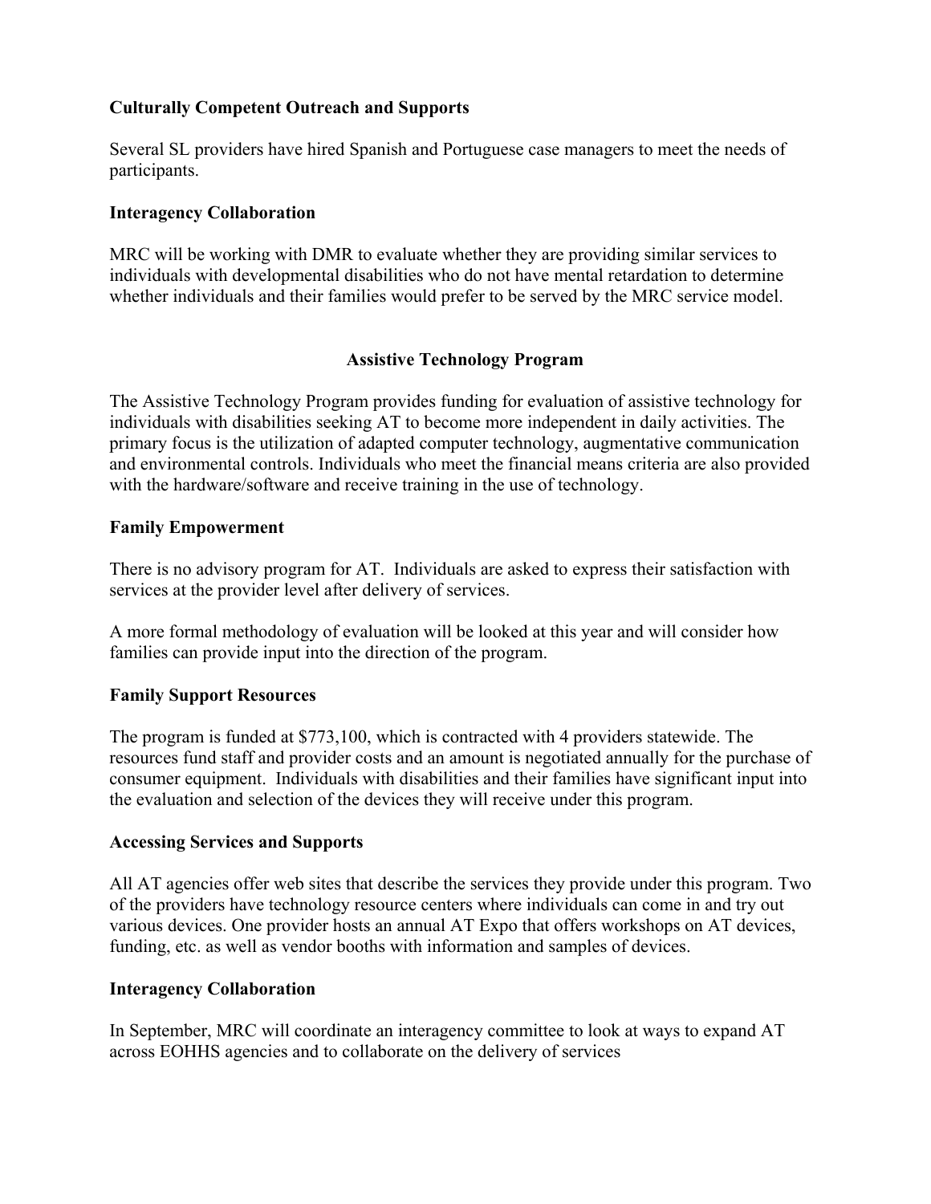**Culturally Competent Outreach and Supports**

Several SL providers have hired Spanish and Portuguese case managers to meet the needs of participants.

**Interagency Collaboration**

MRC will be working with DMR to evaluate whether they are providing similar services to individuals with developmental disabilities who do not have mental retardation to determine whether individuals and their families would prefer to be served by the MRC service model.

## Assistive Technology Program

The Assistive Technology Program provides funding for evaluation of assistive technology for individuals with disabilities seeking AT to become more independent in daily activities. The primary focus is the utilization of adapted computer technology, augmentative communication and environmental controls. Individuals who meet the financial means criteria are also provided with the hardware/software and receive training in the use of technology.

**Family Empowerment**

There is no advisory program for AT. Individuals are asked to express their satisfaction with services at the provider level after delivery of services.

A more formal methodology of evaluation will be looked at this year and will consider how families can provide input into the direction of the program.

**Family Support Resources**

The program is funded at $773,100, which is contracted with 4 providers statewide. The resources fund staff and provider costs and an amount is negotiated annually for the purchase of consumer equipment. Individuals with disabilities and their families have significant input into the evaluation and selection of the devices they will receive under this program.

**Accessing Services and Supports**

All AT agencies offer web sites that describe the services they provide under this program. Two of the providers have technology resource centers where individuals can come in and try out various devices. One provider hosts an annual AT Expo that offers workshops on AT devices, funding, etc. as well as vendor booths with information and samples of devices.

**Interagency Collaboration**

In September, MRC will coordinate an interagency committee to look at ways to expand AT across EOHHS agencies and to collaborate on the delivery of services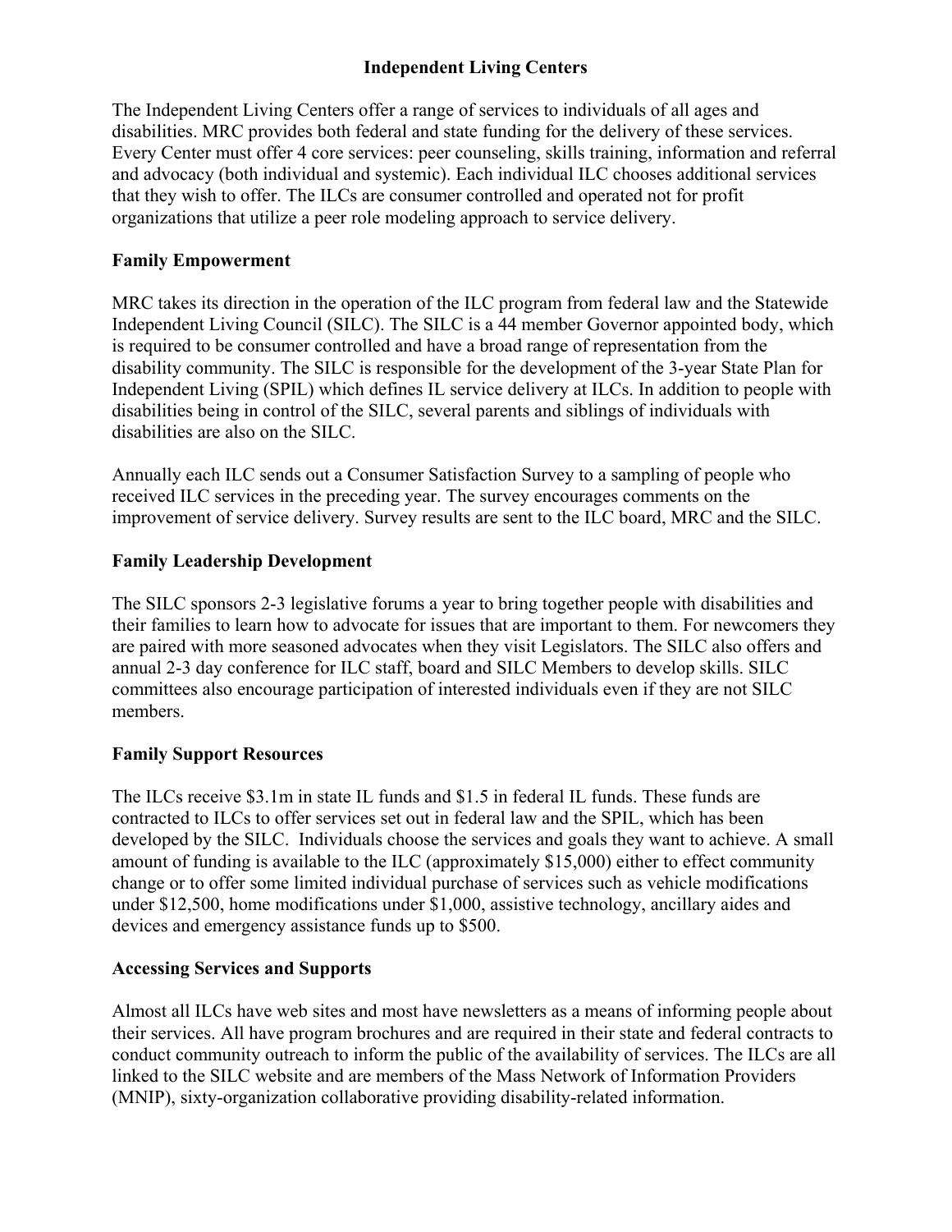# Independent Living Centers

The Independent Living Centers offer a range of services to individuals of all ages and disabilities. MRC provides both federal and state funding for the delivery of these services. Every Center must offer 4 core services: peer counseling, skills training, information and referral and advocacy (both individual and systemic). Each individual ILC chooses additional services that they wish to offer. The ILCs are consumer controlled and operated not for profit organizations that utilize a peer role modeling approach to service delivery.

## Family Empowerment

MRC takes its direction in the operation of the ILC program from federal law and the Statewide Independent Living Council (SILC). The SILC is a 44 member Governor appointed body, which is required to be consumer controlled and have a broad range of representation from the disability community. The SILC is responsible for the development of the 3-year State Plan for Independent Living (SPIL) which defines IL service delivery at ILCs. In addition to people with disabilities being in control of the SILC, several parents and siblings of individuals with disabilities are also on the SILC.

Annually each ILC sends out a Consumer Satisfaction Survey to a sampling of people who received ILC services in the preceding year. The survey encourages comments on the improvement of service delivery. Survey results are sent to the ILC board, MRC and the SILC.

## Family Leadership Development

The SILC sponsors 2-3 legislative forums a year to bring together people with disabilities and their families to learn how to advocate for issues that are important to them. For newcomers they are paired with more seasoned advocates when they visit Legislators. The SILC also offers and annual 2-3 day conference for ILC staff, board and SILC Members to develop skills. SILC committees also encourage participation of interested individuals even if they are not SILC members.

## Family Support Resources

The ILCs receive $3.1m in state IL funds and $1.5 in federal IL funds. These funds are contracted to ILCs to offer services set out in federal law and the SPIL, which has been developed by the SILC. Individuals choose the services and goals they want to achieve. A small amount of funding is available to the ILC (approximately $15,000) either to effect community change or to offer some limited individual purchase of services such as vehicle modifications under $12,500, home modifications under $1,000, assistive technology, ancillary aides and devices and emergency assistance funds up to $500.

## Accessing Services and Supports

Almost all ILCs have web sites and most have newsletters as a means of informing people about their services. All have program brochures and are required in their state and federal contracts to conduct community outreach to inform the public of the availability of services. The ILCs are all linked to the SILC website and are members of the Mass Network of Information Providers (MNIP), sixty-organization collaborative providing disability-related information.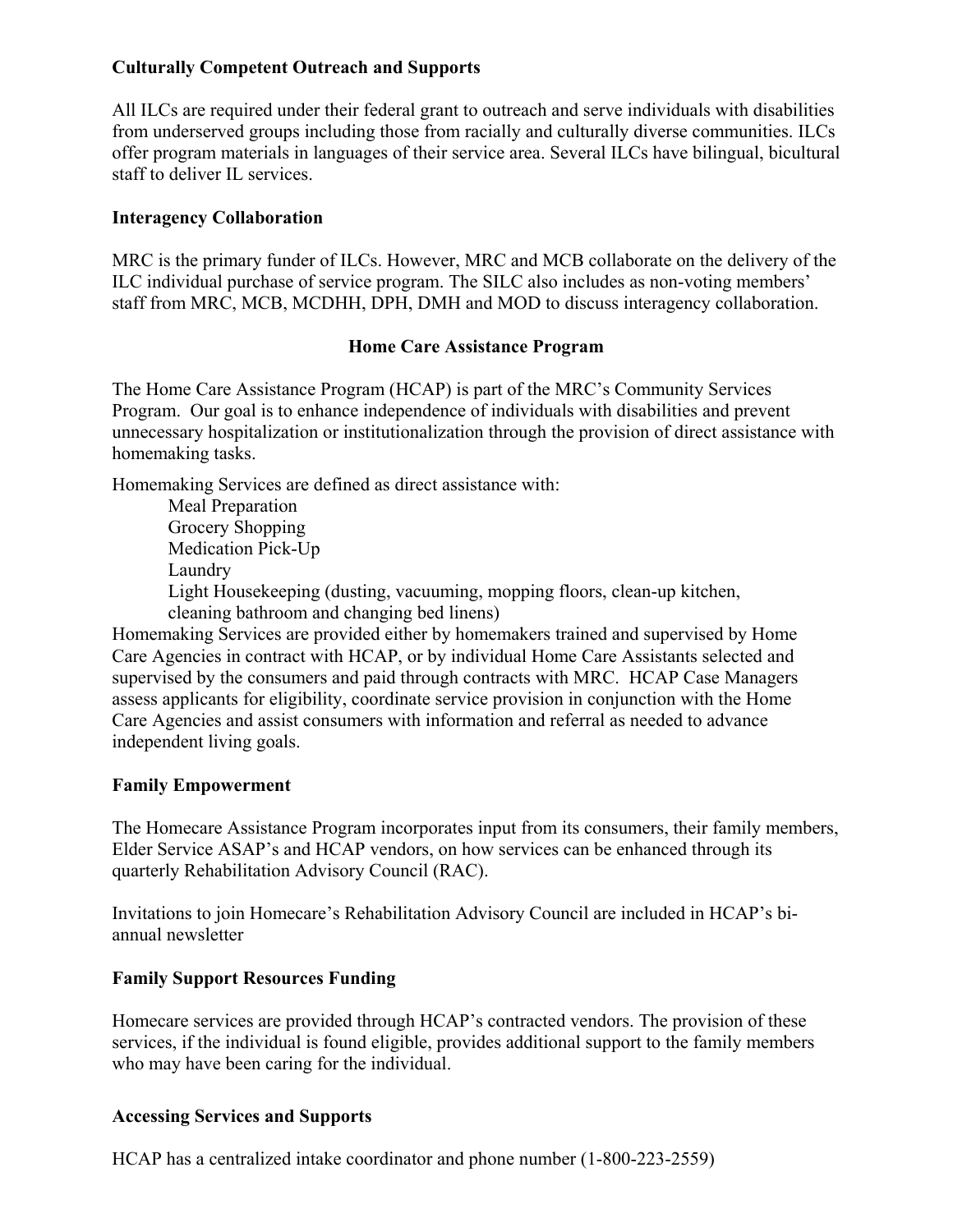**Culturally Competent Outreach and Supports**

All ILCs are required under their federal grant to outreach and serve individuals with disabilities from underserved groups including those from racially and culturally diverse communities. ILCs offer program materials in languages of their service area. Several ILCs have bilingual, bicultural staff to deliver IL services.

**Interagency Collaboration**

MRC is the primary funder of ILCs. However, MRC and MCB collaborate on the delivery of the ILC individual purchase of service program. The SILC also includes as non-voting members' staff from MRC, MCB, MCDHH, DPH, DMH and MOD to discuss interagency collaboration.

## Home Care Assistance Program

The Home Care Assistance Program (HCAP) is part of the MRC's Community Services Program. Our goal is to enhance independence of individuals with disabilities and prevent unnecessary hospitalization or institutionalization through the provision of direct assistance with homemaking tasks.

Homemaking Services are defined as direct assistance with:

- Meal Preparation
- Grocery Shopping
- Medication Pick-Up
- Laundry
- Light Housekeeping (dusting, vacuuming, mopping floors, clean-up kitchen, cleaning bathroom and changing bed linens)

Homemaking Services are provided either by homemakers trained and supervised by Home Care Agencies in contract with HCAP, or by individual Home Care Assistants selected and supervised by the consumers and paid through contracts with MRC. HCAP Case Managers assess applicants for eligibility, coordinate service provision in conjunction with the Home Care Agencies and assist consumers with information and referral as needed to advance independent living goals.

**Family Empowerment**

The Homecare Assistance Program incorporates input from its consumers, their family members, Elder Service ASAP's and HCAP vendors, on how services can be enhanced through its quarterly Rehabilitation Advisory Council (RAC).

Invitations to join Homecare's Rehabilitation Advisory Council are included in HCAP's bi-annual newsletter

**Family Support Resources Funding**

Homecare services are provided through HCAP's contracted vendors. The provision of these services, if the individual is found eligible, provides additional support to the family members who may have been caring for the individual.

**Accessing Services and Supports**

HCAP has a centralized intake coordinator and phone number (1-800-223-2559)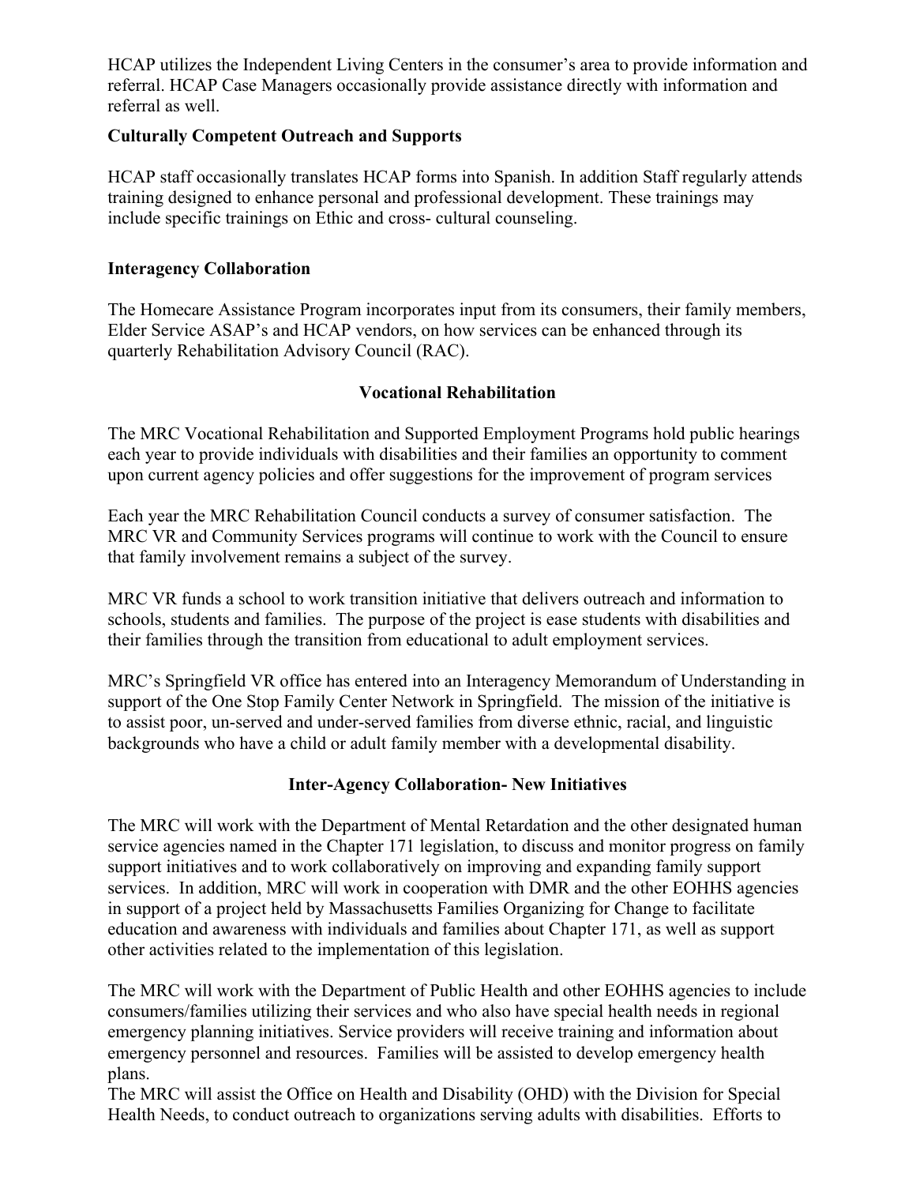HCAP utilizes the Independent Living Centers in the consumer's area to provide information and referral. HCAP Case Managers occasionally provide assistance directly with information and referral as well.

**Culturally Competent Outreach and Supports**

HCAP staff occasionally translates HCAP forms into Spanish. In addition Staff regularly attends training designed to enhance personal and professional development. These trainings may include specific trainings on Ethic and cross- cultural counseling.

**Interagency Collaboration**

The Homecare Assistance Program incorporates input from its consumers, their family members, Elder Service ASAP's and HCAP vendors, on how services can be enhanced through its quarterly Rehabilitation Advisory Council (RAC).

## Vocational Rehabilitation

The MRC Vocational Rehabilitation and Supported Employment Programs hold public hearings each year to provide individuals with disabilities and their families an opportunity to comment upon current agency policies and offer suggestions for the improvement of program services

Each year the MRC Rehabilitation Council conducts a survey of consumer satisfaction. The MRC VR and Community Services programs will continue to work with the Council to ensure that family involvement remains a subject of the survey.

MRC VR funds a school to work transition initiative that delivers outreach and information to schools, students and families. The purpose of the project is ease students with disabilities and their families through the transition from educational to adult employment services.

MRC's Springfield VR office has entered into an Interagency Memorandum of Understanding in support of the One Stop Family Center Network in Springfield. The mission of the initiative is to assist poor, un-served and under-served families from diverse ethnic, racial, and linguistic backgrounds who have a child or adult family member with a developmental disability.

## Inter-Agency Collaboration- New Initiatives

The MRC will work with the Department of Mental Retardation and the other designated human service agencies named in the Chapter 171 legislation, to discuss and monitor progress on family support initiatives and to work collaboratively on improving and expanding family support services. In addition, MRC will work in cooperation with DMR and the other EOHHS agencies in support of a project held by Massachusetts Families Organizing for Change to facilitate education and awareness with individuals and families about Chapter 171, as well as support other activities related to the implementation of this legislation.

The MRC will work with the Department of Public Health and other EOHHS agencies to include consumers/families utilizing their services and who also have special health needs in regional emergency planning initiatives. Service providers will receive training and information about emergency personnel and resources. Families will be assisted to develop emergency health plans.

The MRC will assist the Office on Health and Disability (OHD) with the Division for Special Health Needs, to conduct outreach to organizations serving adults with disabilities. Efforts to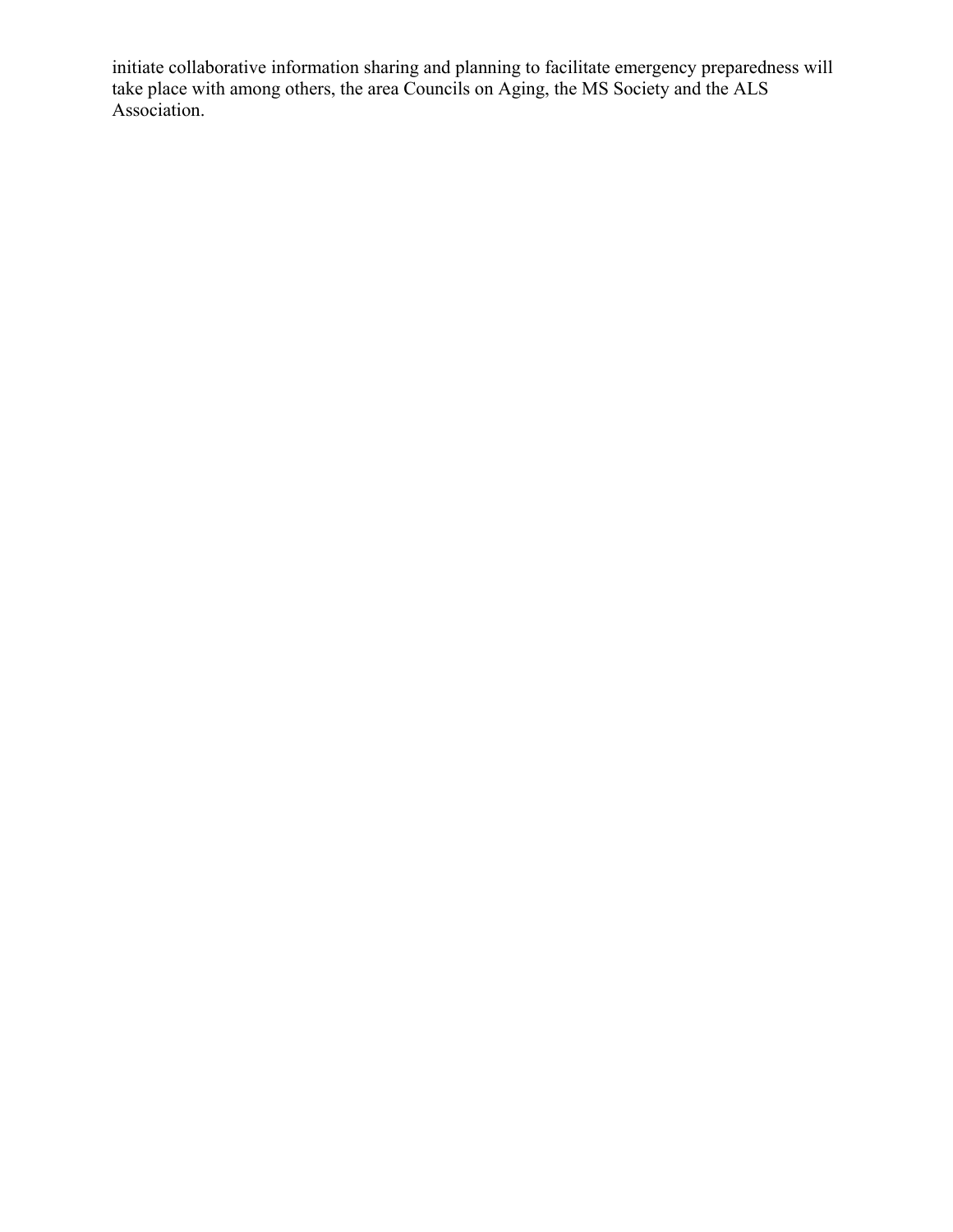initiate collaborative information sharing and planning to facilitate emergency preparedness will take place with among others, the area Councils on Aging, the MS Society and the ALS Association.